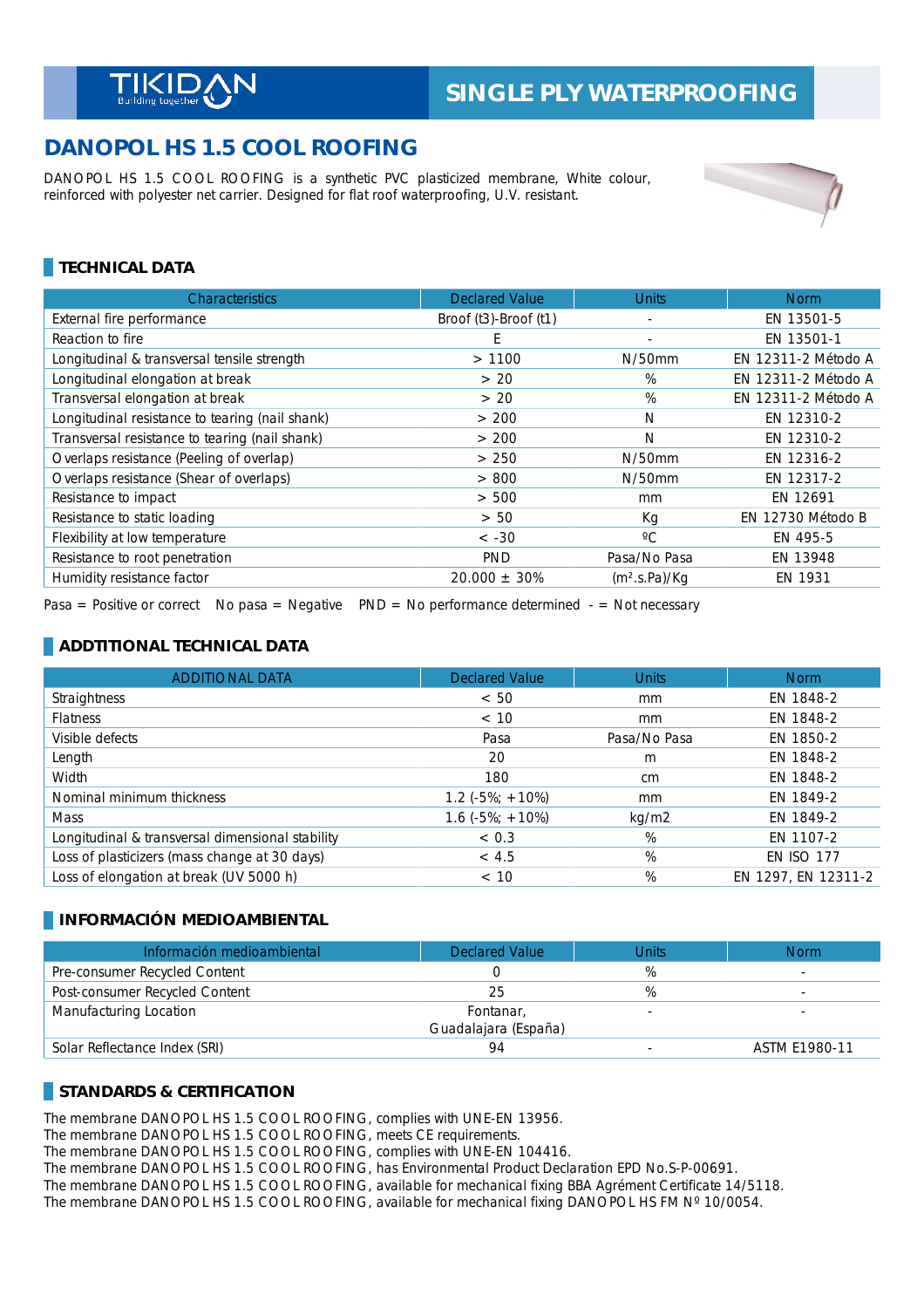TIKIDAN Building together

SINGLE PLY WATERPROOFING

# DANOPOL HS 1.5 COOL ROOFING

DANOPOL HS 1.5 COOL ROOFING is a synthetic PVC plasticized membrane, White colour, reinforced with polyester net carrier. Designed for flat roof waterproofing, U.V. resistant.

## TECHNICAL DATA

| Characteristics | Declared Value | Units | Norm |
|---|---|---|---|
| External fire performance | Broof (t3)-Broof (t1) | - | EN 13501-5 |
| Reaction to fire | E | - | EN 13501-1 |
| Longitudinal & transversal tensile strength | > 1100 | N/50mm | EN 12311-2 Método A |
| Longitudinal elongation at break | > 20 | % | EN 12311-2 Método A |
| Transversal elongation at break | > 20 | % | EN 12311-2 Método A |
| Longitudinal resistance to tearing (nail shank) | > 200 | N | EN 12310-2 |
| Transversal resistance to tearing (nail shank) | > 200 | N | EN 12310-2 |
| Overlaps resistance (Peeling of overlap) | > 250 | N/50mm | EN 12316-2 |
| Overlaps resistance (Shear of overlaps) | > 800 | N/50mm | EN 12317-2 |
| Resistance to impact | > 500 | mm | EN 12691 |
| Resistance to static loading | > 50 | Kg | EN 12730 Método B |
| Flexibility at low temperature | < -30 | ºC | EN 495-5 |
| Resistance to root penetration | PND | Pasa/No Pasa | EN 13948 |
| Humidity resistance factor | 20.000 ± 30% | (m².s.Pa)/Kg | EN 1931 |

Pasa = Positive or correct No pasa = Negative PND = No performance determined - = Not necessary

## ADDTITIONAL TECHNICAL DATA

| ADDITIONAL DATA | Declared Value | Units | Norm |
|---|---|---|---|
| Straightness | < 50 | mm | EN 1848-2 |
| Flatness | < 10 | mm | EN 1848-2 |
| Visible defects | Pasa | Pasa/No Pasa | EN 1850-2 |
| Length | 20 | m | EN 1848-2 |
| Width | 180 | cm | EN 1848-2 |
| Nominal minimum thickness | 1.2 (-5%; +10%) | mm | EN 1849-2 |
| Mass | 1.6 (-5%; +10%) | kg/m2 | EN 1849-2 |
| Longitudinal & transversal dimensional stability | < 0.3 | % | EN 1107-2 |
| Loss of plasticizers (mass change at 30 days) | < 4.5 | % | EN ISO 177 |
| Loss of elongation at break (UV 5000 h) | < 10 | % | EN 1297, EN 12311-2 |

## INFORMACIÓN MEDIOAMBIENTAL

| Información medioambiental | Declared Value | Units | Norm |
|---|---|---|---|
| Pre-consumer Recycled Content | 0 | % | - |
| Post-consumer Recycled Content | 25 | % | - |
| Manufacturing Location | Fontanar, Guadalajara (España) | - | - |
| Solar Reflectance Index (SRI) | 94 | - | ASTM E1980-11 |

## STANDARDS & CERTIFICATION

The membrane DANOPOL HS 1.5 COOL ROOFING, complies with UNE-EN 13956.
The membrane DANOPOL HS 1.5 COOL ROOFING, meets CE requirements.
The membrane DANOPOL HS 1.5 COOL ROOFING, complies with UNE-EN 104416.
The membrane DANOPOL HS 1.5 COOL ROOFING, has Environmental Product Declaration EPD No.S-P-00691.
The membrane DANOPOL HS 1.5 COOL ROOFING, available for mechanical fixing BBA Agrément Certificate 14/5118.
The membrane DANOPOL HS 1.5 COOL ROOFING, available for mechanical fixing DANOPOL HS FM Nº 10/0054.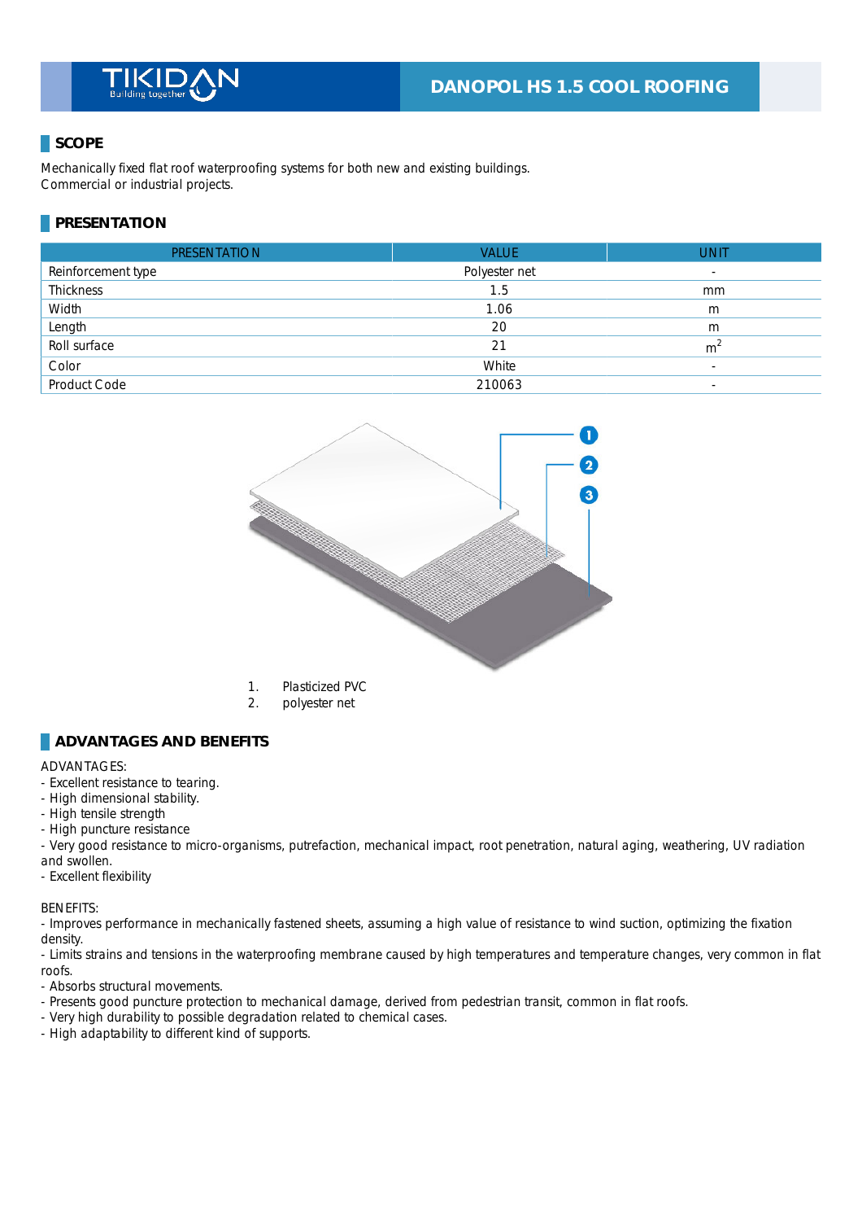# DANOPOL HS 1.5 COOL ROOFING

## SCOPE

Mechanically fixed flat roof waterproofing systems for both new and existing buildings.
Commercial or industrial projects.

## PRESENTATION

| PRESENTATION | VALUE | UNIT |
| --- | --- | --- |
| Reinforcement type | Polyester net | - |
| Thickness | 1.5 | mm |
| Width | 1.06 | m |
| Length | 20 | m |
| Roll surface | 21 | $m^2$ |
| Color | White | - |
| Product Code | 210063 | - |

1. Plasticized PVC
2. polyester net

## ADVANTAGES AND BENEFITS

ADVANTAGES:

- Excellent resistance to tearing.
- High dimensional stability.
- High tensile strength
- High puncture resistance
- Very good resistance to micro-organisms, putrefaction, mechanical impact, root penetration, natural aging, weathering, UV radiation and swollen.
- Excellent flexibility

BENEFITS:

- Improves performance in mechanically fastened sheets, assuming a high value of resistance to wind suction, optimizing the fixation density.
- Limits strains and tensions in the waterproofing membrane caused by high temperatures and temperature changes, very common in flat roofs.
- Absorbs structural movements.
- Presents good puncture protection to mechanical damage, derived from pedestrian transit, common in flat roofs.
- Very high durability to possible degradation related to chemical cases.
- High adaptability to different kind of supports.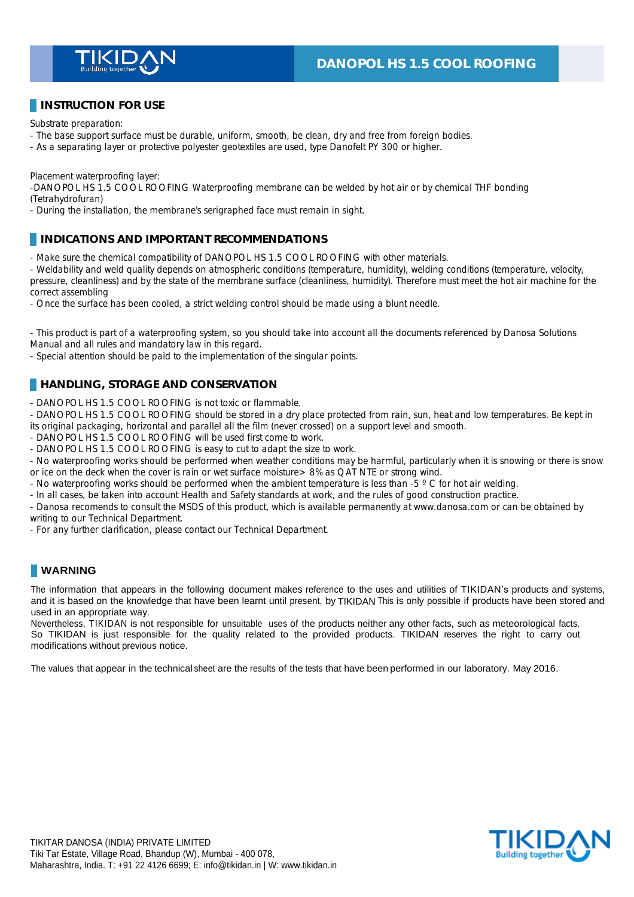## INSTRUCTION FOR USE

Substrate preparation:

- The base support surface must be durable, uniform, smooth, be clean, dry and free from foreign bodies.
- As a separating layer or protective polyester geotextiles are used, type Danofelt PY 300 or higher.

Placement waterproofing layer:

-DANOPOL HS 1.5 COOL ROOFING Waterproofing membrane can be welded by hot air or by chemical THF bonding (Tetrahydrofuran)

- During the installation, the membrane's serigraphed face must remain in sight.

## INDICATIONS AND IMPORTANT RECOMMENDATIONS

- Make sure the chemical compatibility of DANOPOL HS 1.5 COOL ROOFING with other materials.
- Weldability and weld quality depends on atmospheric conditions (temperature, humidity), welding conditions (temperature, velocity, pressure, cleanliness) and by the state of the membrane surface (cleanliness, humidity). Therefore must meet the hot air machine for the correct assembling
- Once the surface has been cooled, a strict welding control should be made using a blunt needle.

- This product is part of a waterproofing system, so you should take into account all the documents referenced by Danosa Solutions Manual and all rules and mandatory law in this regard.
- Special attention should be paid to the implementation of the singular points.

## HANDLING, STORAGE AND CONSERVATION

- DANOPOL HS 1.5 COOL ROOFING is not toxic or flammable.
- DANOPOL HS 1.5 COOL ROOFING should be stored in a dry place protected from rain, sun, heat and low temperatures. Be kept in its original packaging, horizontal and parallel all the film (never crossed) on a support level and smooth.
- DANOPOL HS 1.5 COOL ROOFING will be used first come to work.
- DANOPOL HS 1.5 COOL ROOFING is easy to cut to adapt the size to work.
- No waterproofing works should be performed when weather conditions may be harmful, particularly when it is snowing or there is snow or ice on the deck when the cover is rain or wet surface moisture> 8% as QAT NTE or strong wind.
- No waterproofing works should be performed when the ambient temperature is less than -5 º C for hot air welding.
- In all cases, be taken into account Health and Safety standards at work, and the rules of good construction practice.
- Danosa recomends to consult the MSDS of this product, which is available permanently at www.danosa.com or can be obtained by writing to our Technical Department.
- For any further clarification, please contact our Technical Department.

## WARNING

The information that appears in the following document makes reference to the uses and utilities of TIKIDAN's products and systems, and it is based on the knowledge that have been learnt until present, by TIKIDAN This is only possible if products have been stored and used in an appropriate way.

Nevertheless, TIKIDAN is not responsible for unsuitable uses of the products neither any other facts, such as meteorological facts. So TIKIDAN is just responsible for the quality related to the provided products. TIKIDAN reserves the right to carry out modifications without previous notice.

The values that appear in the technical sheet are the results of the tests that have been performed in our laboratory. May 2016.

TIKITAR DANOSA (INDIA) PRIVATE LIMITED
Tiki Tar Estate, Village Road, Bhandup (W), Mumbai - 400 078,
Maharashtra, India. T: +91 22 4126 6699; E: info@tikidan.in | W: www.tikidan.in